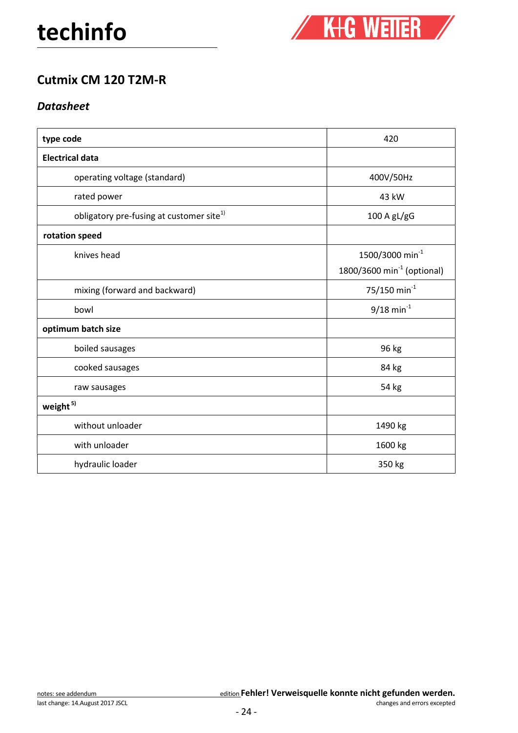# techinfo

## Cutmix CM 120 T2M-R

### *Datasheet*

| **type code** | 420 |
|---|---|
| **Electrical data** | |
| operating voltage (standard) | 400V/50Hz |
| rated power | 43 kW |
| obligatory pre-fusing at customer site[1)] | 100 A gL/gG |
| **rotation speed** | |
| knives head | 1500/3000 $min^{-1}$<br>1800/3600 $min^{-1}$ (optional) |
| mixing (forward and backward) | 75/150 $min^{-1}$ |
| bowl | 9/18 $min^{-1}$ |
| **optimum batch size** | |
| boiled sausages | 96 kg |
| cooked sausages | 84 kg |
| raw sausages | 54 kg |
| **weight**[5)] | |
| without unloader | 1490 kg |
| with unloader | 1600 kg |
| hydraulic loader | 350 kg |

notes: see addendum
last change: 14.August 2017 JSCL

edition **Fehler! Verweisquelle konnte nicht gefunden werden.**
changes and errors excepted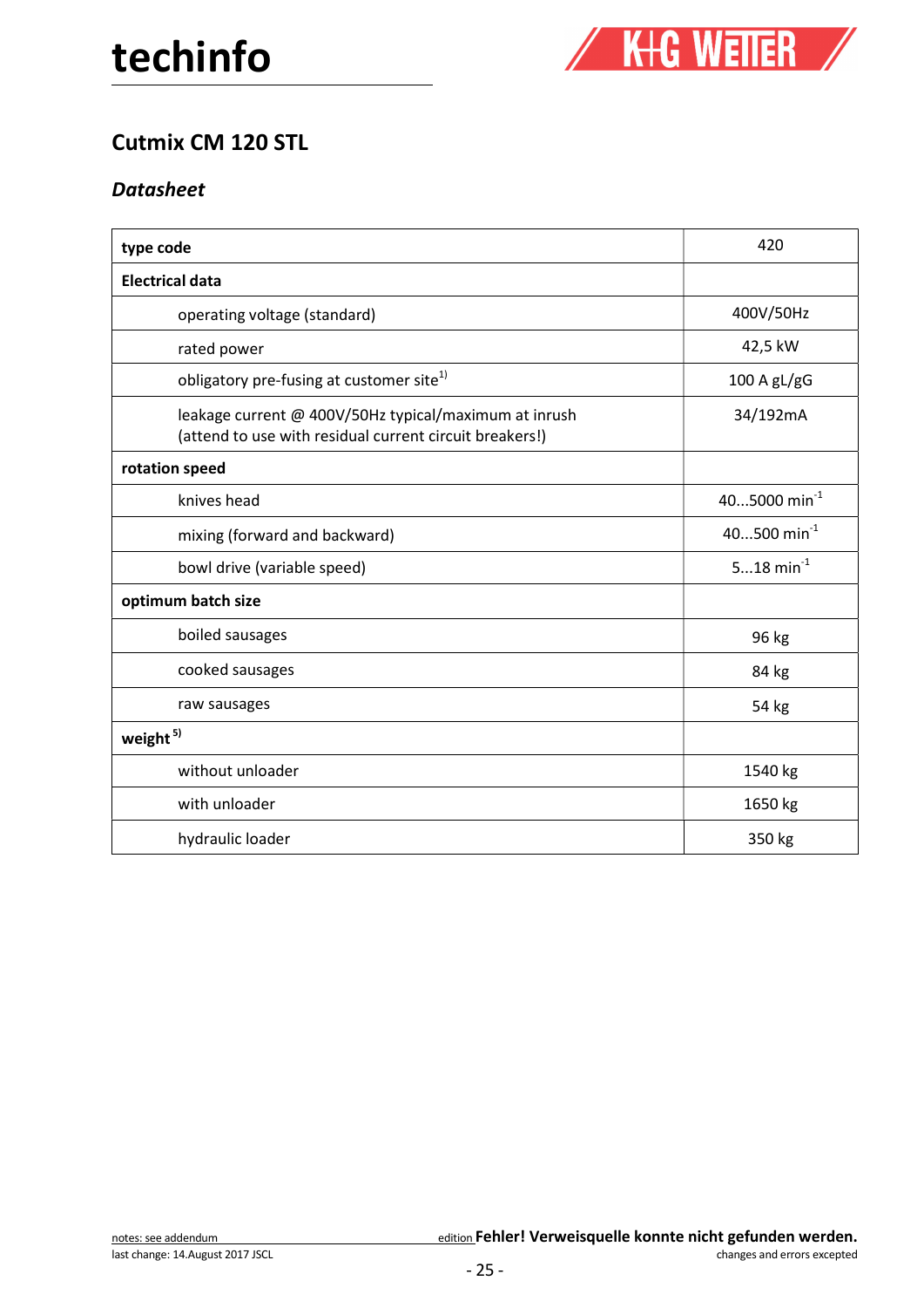# techinfo

## Cutmix CM 120 STL

### *Datasheet*

| | |
|---|---|
| **type code** | 420 |
| **Electrical data** | |
| operating voltage (standard) | 400V/50Hz |
| rated power | 42,5 kW |
| obligatory pre-fusing at customer site[1)] | 100 A gL/gG |
| leakage current @ 400V/50Hz typical/maximum at inrush (attend to use with residual current circuit breakers!) | 34/192mA |
| **rotation speed** | |
| knives head | 40...5000 $min^{-1}$ |
| mixing (forward and backward) | 40...500 $min^{-1}$ |
| bowl drive (variable speed) | 5...18 $min^{-1}$ |
| **optimum batch size** | |
| boiled sausages | 96 kg |
| cooked sausages | 84 kg |
| raw sausages | 54 kg |
| **weight** [5)] | |
| without unloader | 1540 kg |
| with unloader | 1650 kg |
| hydraulic loader | 350 kg |

notes: see addendum
last change: 14.August 2017 JSCL

edition **Fehler! Verweisquelle konnte nicht gefunden werden.**
changes and errors excepted